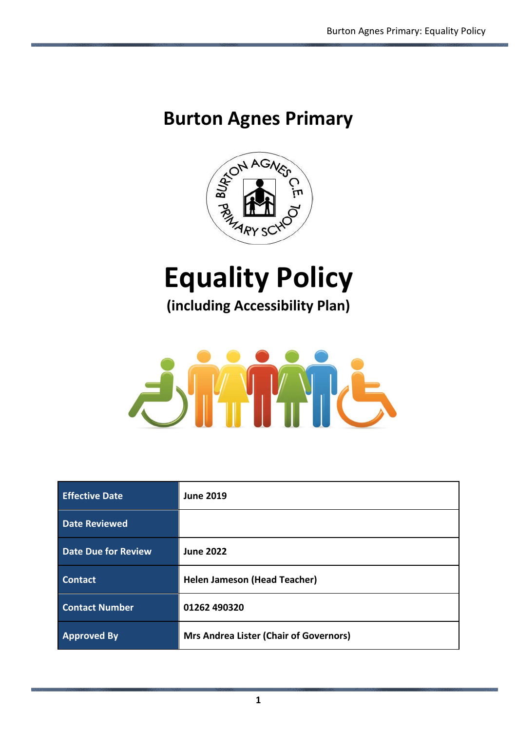# Burton Agnes Primary

# Equality Policy

## (including Accessibility Plan)

| | |
|---|---|
| **Effective Date** | **June 2019** |
| **Date Reviewed** | |
| **Date Due for Review** | **June 2022** |
| **Contact** | **Helen Jameson (Head Teacher)** |
| **Contact Number** | **01262 490320** |
| **Approved By** | **Mrs Andrea Lister (Chair of Governors)** |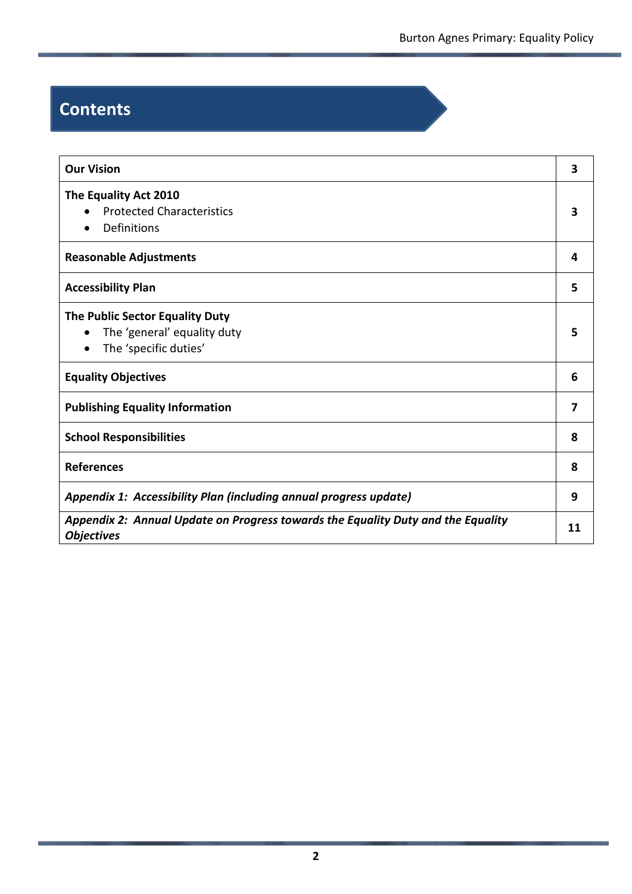# Contents

| | |
|---|---|
| **Our Vision** | **3** |
| **The Equality Act 2010**<br>• Protected Characteristics<br>• Definitions | **3** |
| **Reasonable Adjustments** | **4** |
| **Accessibility Plan** | **5** |
| **The Public Sector Equality Duty**<br>• The 'general' equality duty<br>• The 'specific duties' | **5** |
| **Equality Objectives** | **6** |
| **Publishing Equality Information** | **7** |
| **School Responsibilities** | **8** |
| **References** | **8** |
| ***Appendix 1: Accessibility Plan (including annual progress update)*** | **9** |
| ***Appendix 2: Annual Update on Progress towards the Equality Duty and the Equality Objectives*** | **11** |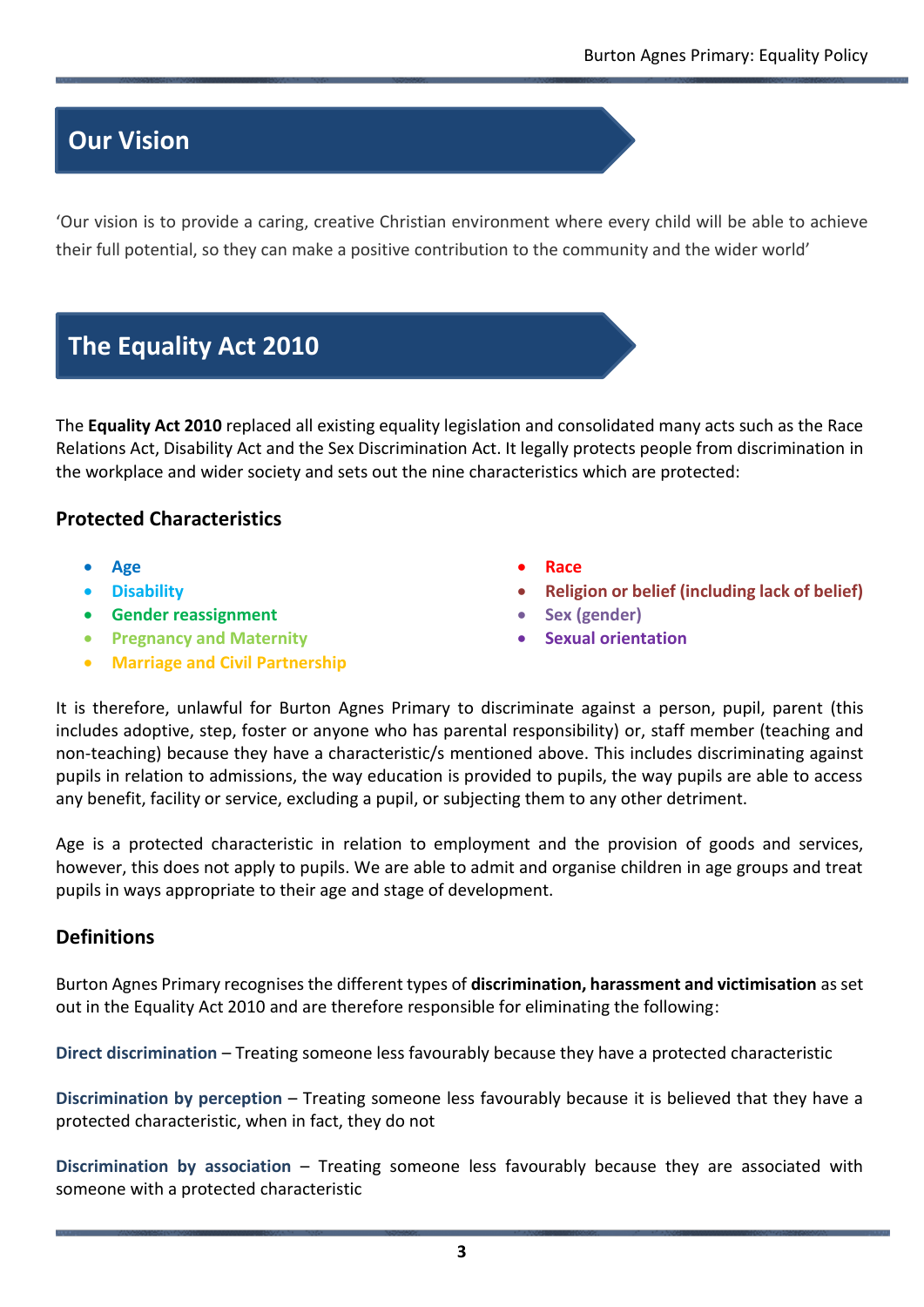## Our Vision

'Our vision is to provide a caring, creative Christian environment where every child will be able to achieve their full potential, so they can make a positive contribution to the community and the wider world'

## The Equality Act 2010

The **Equality Act 2010** replaced all existing equality legislation and consolidated many acts such as the Race Relations Act, Disability Act and the Sex Discrimination Act. It legally protects people from discrimination in the workplace and wider society and sets out the nine characteristics which are protected:

### Protected Characteristics

- **Age**
- **Disability**
- **Gender reassignment**
- **Pregnancy and Maternity**
- **Marriage and Civil Partnership**
- **Race**
- **Religion or belief (including lack of belief)**
- **Sex (gender)**
- **Sexual orientation**

It is therefore, unlawful for Burton Agnes Primary to discriminate against a person, pupil, parent (this includes adoptive, step, foster or anyone who has parental responsibility) or, staff member (teaching and non-teaching) because they have a characteristic/s mentioned above. This includes discriminating against pupils in relation to admissions, the way education is provided to pupils, the way pupils are able to access any benefit, facility or service, excluding a pupil, or subjecting them to any other detriment.

Age is a protected characteristic in relation to employment and the provision of goods and services, however, this does not apply to pupils. We are able to admit and organise children in age groups and treat pupils in ways appropriate to their age and stage of development.

### Definitions

Burton Agnes Primary recognises the different types of **discrimination, harassment and victimisation** as set out in the Equality Act 2010 and are therefore responsible for eliminating the following:

**Direct discrimination** – Treating someone less favourably because they have a protected characteristic

**Discrimination by perception** – Treating someone less favourably because it is believed that they have a protected characteristic, when in fact, they do not

**Discrimination by association** – Treating someone less favourably because they are associated with someone with a protected characteristic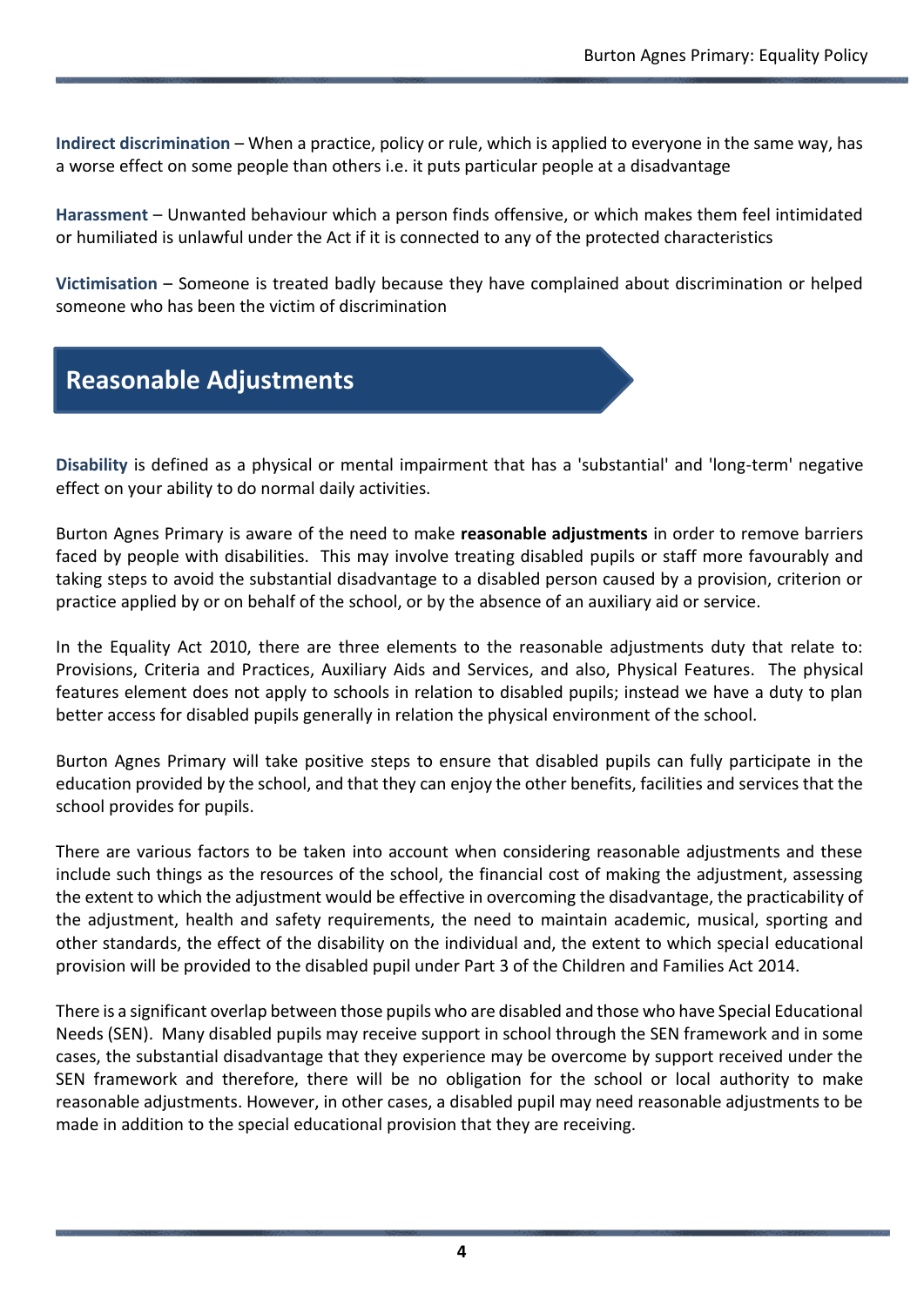**Indirect discrimination** – When a practice, policy or rule, which is applied to everyone in the same way, has a worse effect on some people than others i.e. it puts particular people at a disadvantage

**Harassment** – Unwanted behaviour which a person finds offensive, or which makes them feel intimidated or humiliated is unlawful under the Act if it is connected to any of the protected characteristics

**Victimisation** – Someone is treated badly because they have complained about discrimination or helped someone who has been the victim of discrimination

## Reasonable Adjustments

**Disability** is defined as a physical or mental impairment that has a 'substantial' and 'long-term' negative effect on your ability to do normal daily activities.

Burton Agnes Primary is aware of the need to make **reasonable adjustments** in order to remove barriers faced by people with disabilities. This may involve treating disabled pupils or staff more favourably and taking steps to avoid the substantial disadvantage to a disabled person caused by a provision, criterion or practice applied by or on behalf of the school, or by the absence of an auxiliary aid or service.

In the Equality Act 2010, there are three elements to the reasonable adjustments duty that relate to: Provisions, Criteria and Practices, Auxiliary Aids and Services, and also, Physical Features. The physical features element does not apply to schools in relation to disabled pupils; instead we have a duty to plan better access for disabled pupils generally in relation the physical environment of the school.

Burton Agnes Primary will take positive steps to ensure that disabled pupils can fully participate in the education provided by the school, and that they can enjoy the other benefits, facilities and services that the school provides for pupils.

There are various factors to be taken into account when considering reasonable adjustments and these include such things as the resources of the school, the financial cost of making the adjustment, assessing the extent to which the adjustment would be effective in overcoming the disadvantage, the practicability of the adjustment, health and safety requirements, the need to maintain academic, musical, sporting and other standards, the effect of the disability on the individual and, the extent to which special educational provision will be provided to the disabled pupil under Part 3 of the Children and Families Act 2014.

There is a significant overlap between those pupils who are disabled and those who have Special Educational Needs (SEN). Many disabled pupils may receive support in school through the SEN framework and in some cases, the substantial disadvantage that they experience may be overcome by support received under the SEN framework and therefore, there will be no obligation for the school or local authority to make reasonable adjustments. However, in other cases, a disabled pupil may need reasonable adjustments to be made in addition to the special educational provision that they are receiving.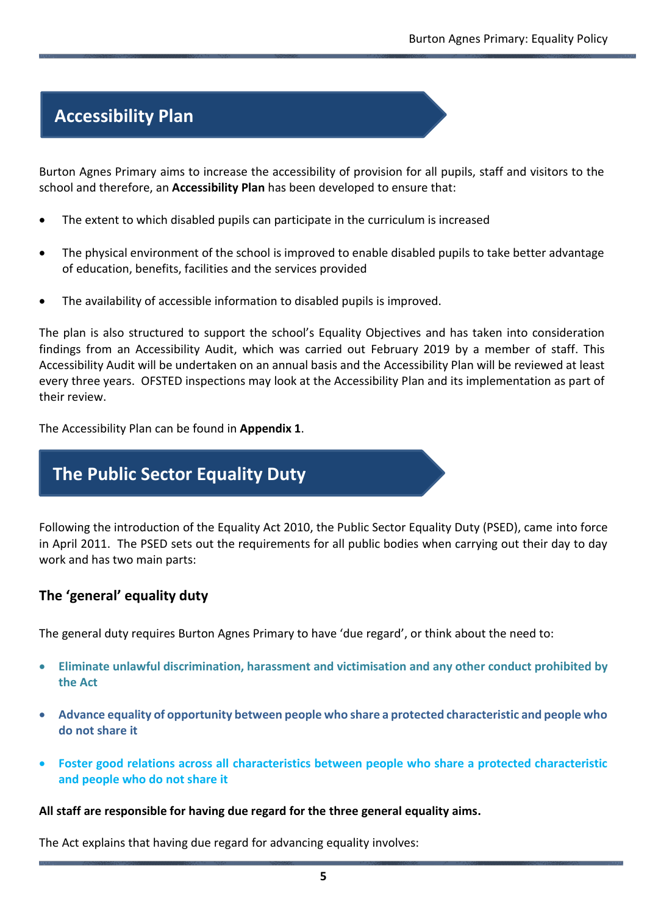## Accessibility Plan

Burton Agnes Primary aims to increase the accessibility of provision for all pupils, staff and visitors to the school and therefore, an **Accessibility Plan** has been developed to ensure that:

- The extent to which disabled pupils can participate in the curriculum is increased
- The physical environment of the school is improved to enable disabled pupils to take better advantage of education, benefits, facilities and the services provided
- The availability of accessible information to disabled pupils is improved.

The plan is also structured to support the school's Equality Objectives and has taken into consideration findings from an Accessibility Audit, which was carried out February 2019 by a member of staff. This Accessibility Audit will be undertaken on an annual basis and the Accessibility Plan will be reviewed at least every three years. OFSTED inspections may look at the Accessibility Plan and its implementation as part of their review.

The Accessibility Plan can be found in **Appendix 1**.

## The Public Sector Equality Duty

Following the introduction of the Equality Act 2010, the Public Sector Equality Duty (PSED), came into force in April 2011. The PSED sets out the requirements for all public bodies when carrying out their day to day work and has two main parts:

### The 'general' equality duty

The general duty requires Burton Agnes Primary to have 'due regard', or think about the need to:

- **Eliminate unlawful discrimination, harassment and victimisation and any other conduct prohibited by the Act**
- **Advance equality of opportunity between people who share a protected characteristic and people who do not share it**
- **Foster good relations across all characteristics between people who share a protected characteristic and people who do not share it**

**All staff are responsible for having due regard for the three general equality aims.**

The Act explains that having due regard for advancing equality involves: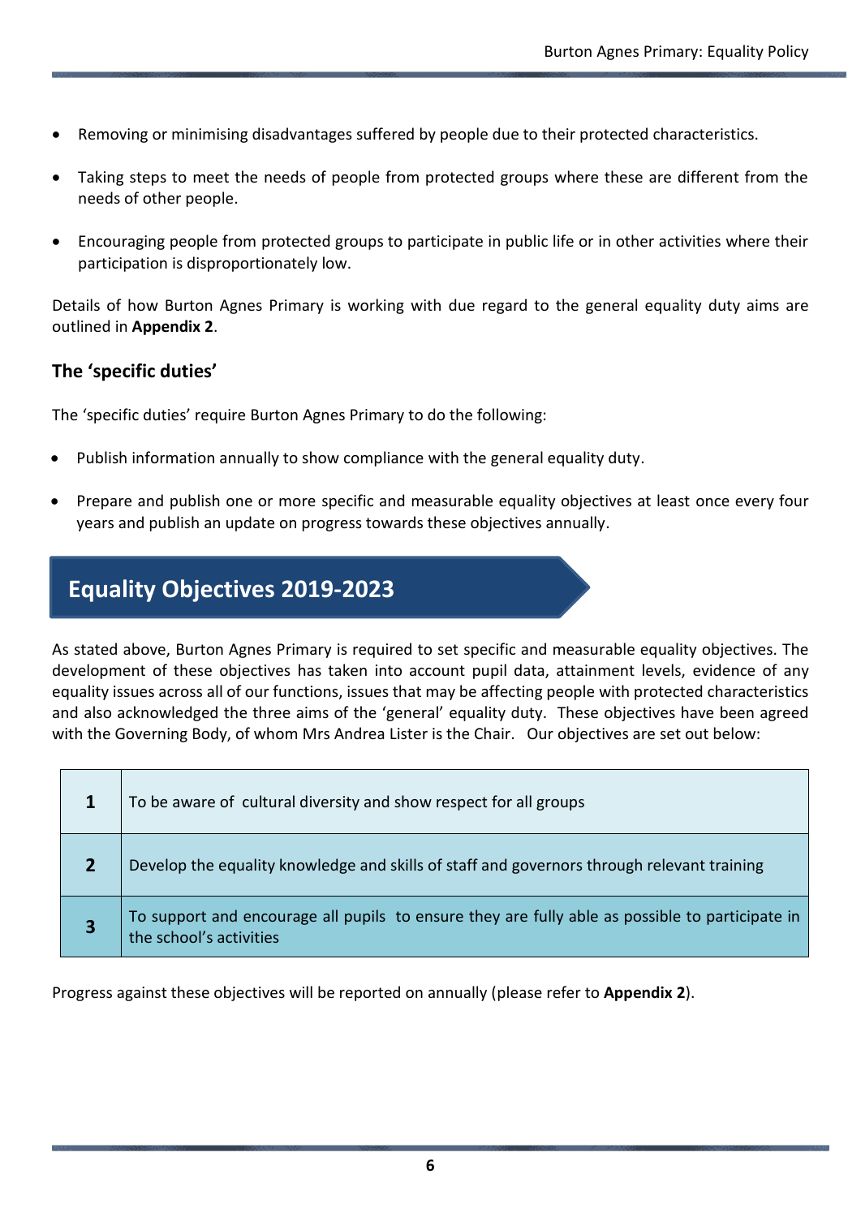- Removing or minimising disadvantages suffered by people due to their protected characteristics.
- Taking steps to meet the needs of people from protected groups where these are different from the needs of other people.
- Encouraging people from protected groups to participate in public life or in other activities where their participation is disproportionately low.

Details of how Burton Agnes Primary is working with due regard to the general equality duty aims are outlined in **Appendix 2**.

### The 'specific duties'

The 'specific duties' require Burton Agnes Primary to do the following:

- Publish information annually to show compliance with the general equality duty.
- Prepare and publish one or more specific and measurable equality objectives at least once every four years and publish an update on progress towards these objectives annually.

## Equality Objectives 2019-2023

As stated above, Burton Agnes Primary is required to set specific and measurable equality objectives. The development of these objectives has taken into account pupil data, attainment levels, evidence of any equality issues across all of our functions, issues that may be affecting people with protected characteristics and also acknowledged the three aims of the 'general' equality duty. These objectives have been agreed with the Governing Body, of whom Mrs Andrea Lister is the Chair. Our objectives are set out below:

| | |
|---|---|
| **1** | To be aware of cultural diversity and show respect for all groups |
| **2** | Develop the equality knowledge and skills of staff and governors through relevant training |
| **3** | To support and encourage all pupils to ensure they are fully able as possible to participate in the school's activities |

Progress against these objectives will be reported on annually (please refer to **Appendix 2**).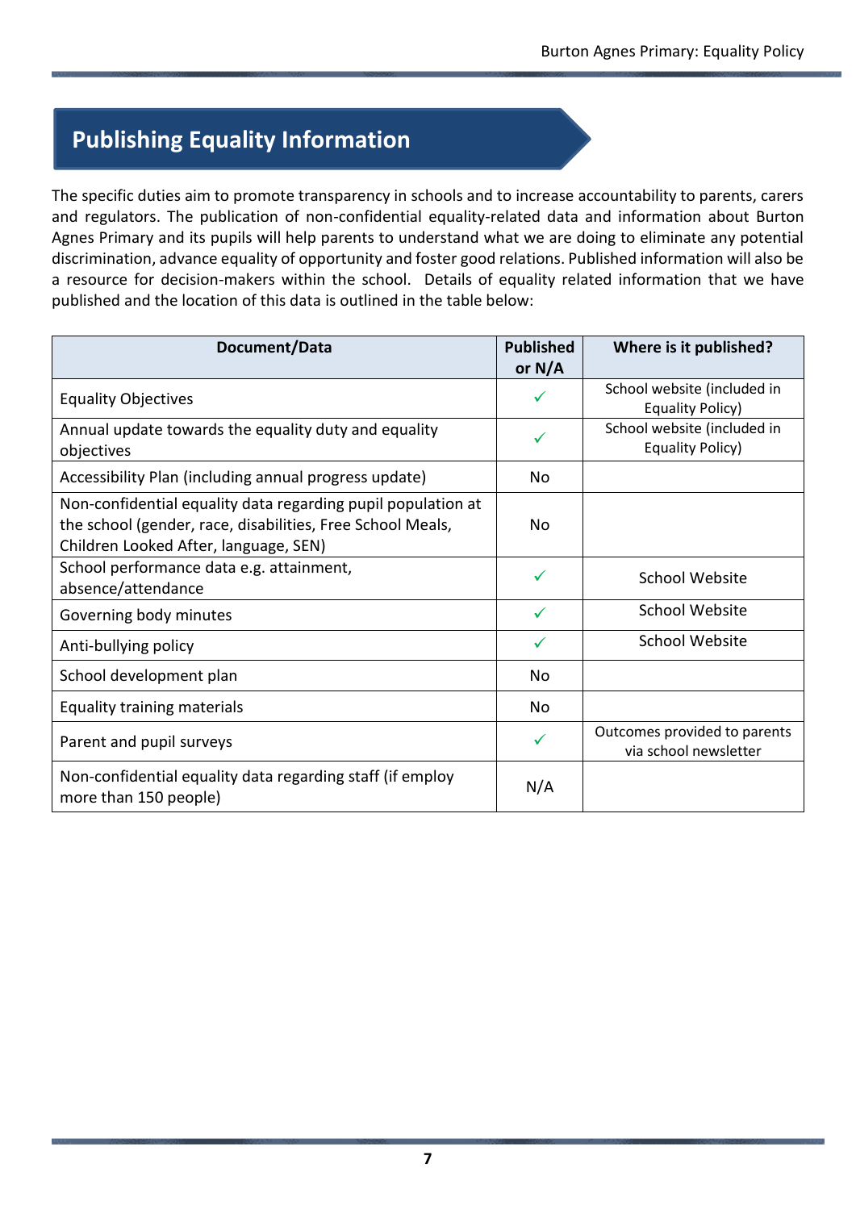## Publishing Equality Information

The specific duties aim to promote transparency in schools and to increase accountability to parents, carers and regulators. The publication of non-confidential equality-related data and information about Burton Agnes Primary and its pupils will help parents to understand what we are doing to eliminate any potential discrimination, advance equality of opportunity and foster good relations. Published information will also be a resource for decision-makers within the school. Details of equality related information that we have published and the location of this data is outlined in the table below:

| Document/Data | Published or N/A | Where is it published? |
|---|---|---|
| Equality Objectives | ✓ | School website (included in Equality Policy) |
| Annual update towards the equality duty and equality objectives | ✓ | School website (included in Equality Policy) |
| Accessibility Plan (including annual progress update) | No | |
| Non-confidential equality data regarding pupil population at the school (gender, race, disabilities, Free School Meals, Children Looked After, language, SEN) | No | |
| School performance data e.g. attainment, absence/attendance | ✓ | School Website |
| Governing body minutes | ✓ | School Website |
| Anti-bullying policy | ✓ | School Website |
| School development plan | No | |
| Equality training materials | No | |
| Parent and pupil surveys | ✓ | Outcomes provided to parents via school newsletter |
| Non-confidential equality data regarding staff (if employ more than 150 people) | N/A | |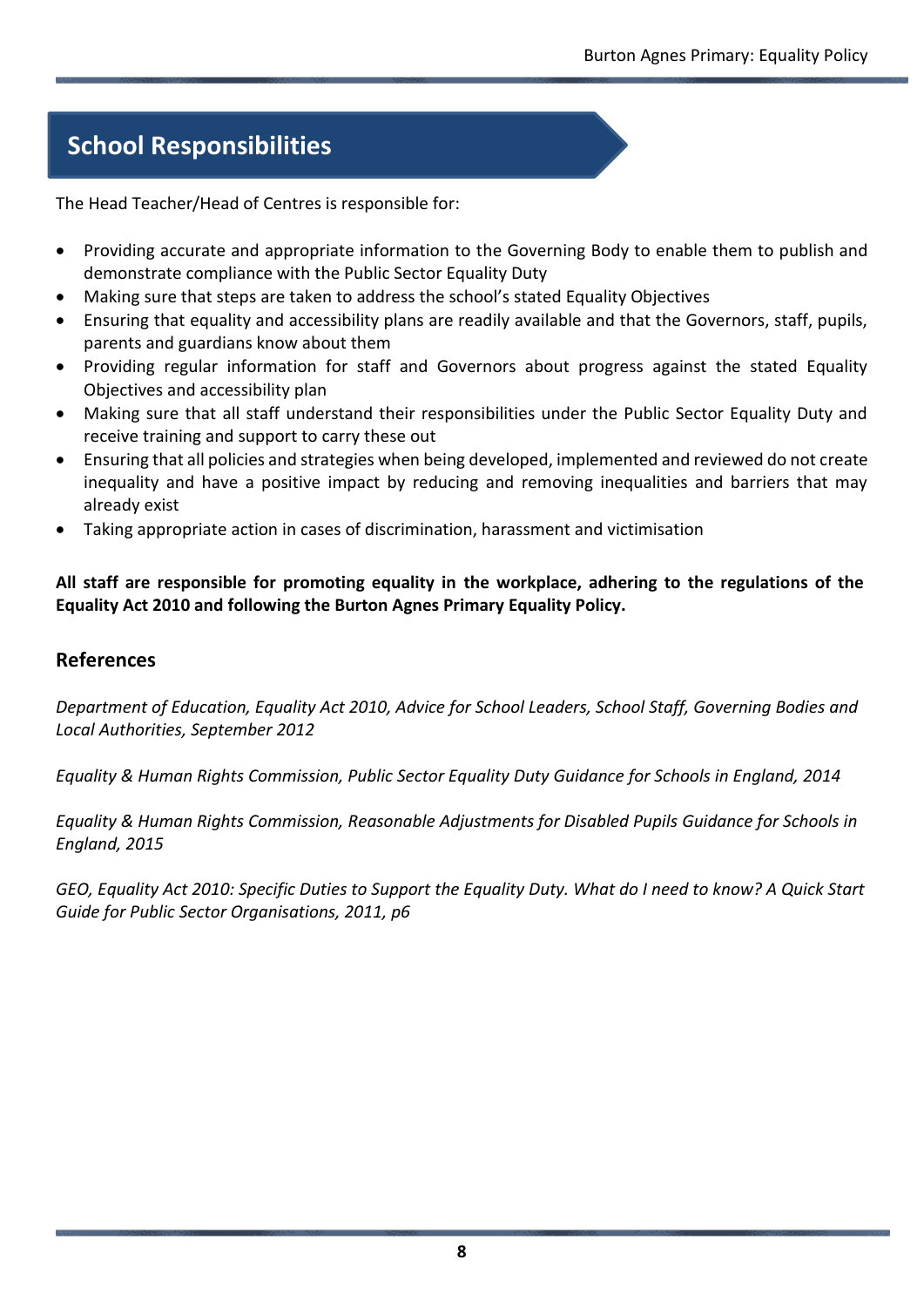## School Responsibilities

The Head Teacher/Head of Centres is responsible for:

- Providing accurate and appropriate information to the Governing Body to enable them to publish and demonstrate compliance with the Public Sector Equality Duty
- Making sure that steps are taken to address the school's stated Equality Objectives
- Ensuring that equality and accessibility plans are readily available and that the Governors, staff, pupils, parents and guardians know about them
- Providing regular information for staff and Governors about progress against the stated Equality Objectives and accessibility plan
- Making sure that all staff understand their responsibilities under the Public Sector Equality Duty and receive training and support to carry these out
- Ensuring that all policies and strategies when being developed, implemented and reviewed do not create inequality and have a positive impact by reducing and removing inequalities and barriers that may already exist
- Taking appropriate action in cases of discrimination, harassment and victimisation

**All staff are responsible for promoting equality in the workplace, adhering to the regulations of the Equality Act 2010 and following the Burton Agnes Primary Equality Policy.**

### References

*Department of Education, Equality Act 2010, Advice for School Leaders, School Staff, Governing Bodies and Local Authorities, September 2012*

*Equality & Human Rights Commission, Public Sector Equality Duty Guidance for Schools in England, 2014*

*Equality & Human Rights Commission, Reasonable Adjustments for Disabled Pupils Guidance for Schools in England, 2015*

*GEO, Equality Act 2010: Specific Duties to Support the Equality Duty. What do I need to know? A Quick Start Guide for Public Sector Organisations, 2011, p6*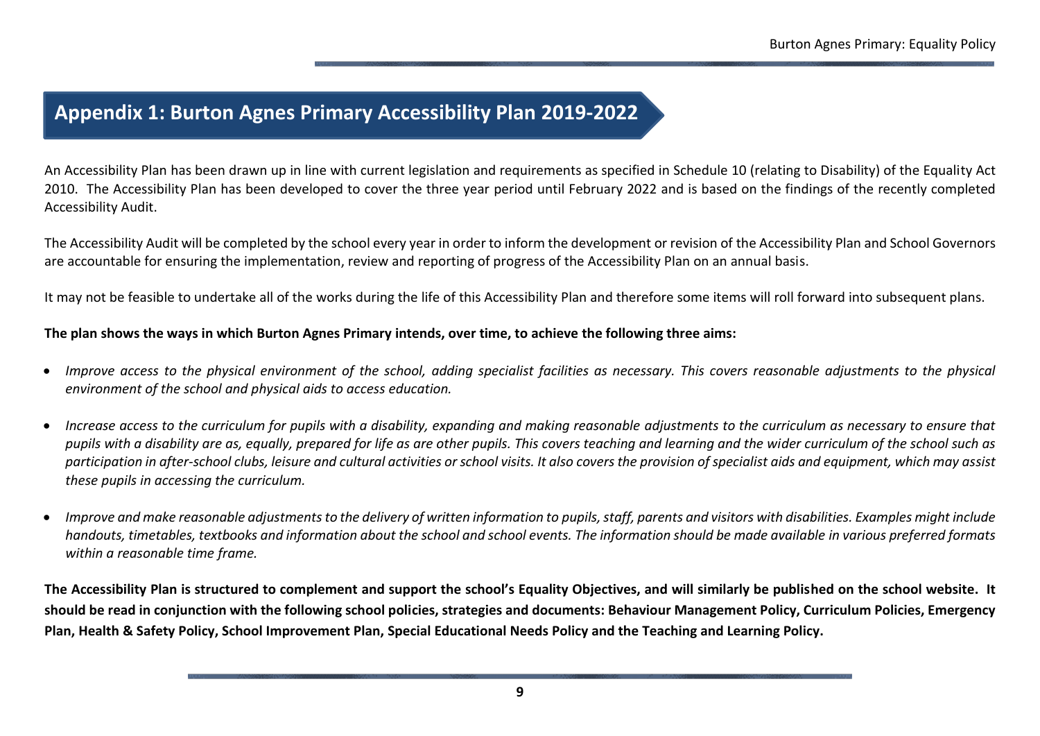## Appendix 1: Burton Agnes Primary Accessibility Plan 2019-2022

An Accessibility Plan has been drawn up in line with current legislation and requirements as specified in Schedule 10 (relating to Disability) of the Equality Act 2010. The Accessibility Plan has been developed to cover the three year period until February 2022 and is based on the findings of the recently completed Accessibility Audit.

The Accessibility Audit will be completed by the school every year in order to inform the development or revision of the Accessibility Plan and School Governors are accountable for ensuring the implementation, review and reporting of progress of the Accessibility Plan on an annual basis.

It may not be feasible to undertake all of the works during the life of this Accessibility Plan and therefore some items will roll forward into subsequent plans.

**The plan shows the ways in which Burton Agnes Primary intends, over time, to achieve the following three aims:**

- *Improve access to the physical environment of the school, adding specialist facilities as necessary. This covers reasonable adjustments to the physical environment of the school and physical aids to access education.*
- *Increase access to the curriculum for pupils with a disability, expanding and making reasonable adjustments to the curriculum as necessary to ensure that pupils with a disability are as, equally, prepared for life as are other pupils. This covers teaching and learning and the wider curriculum of the school such as participation in after-school clubs, leisure and cultural activities or school visits. It also covers the provision of specialist aids and equipment, which may assist these pupils in accessing the curriculum.*
- *Improve and make reasonable adjustments to the delivery of written information to pupils, staff, parents and visitors with disabilities. Examples might include handouts, timetables, textbooks and information about the school and school events. The information should be made available in various preferred formats within a reasonable time frame.*

**The Accessibility Plan is structured to complement and support the school's Equality Objectives, and will similarly be published on the school website. It should be read in conjunction with the following school policies, strategies and documents: Behaviour Management Policy, Curriculum Policies, Emergency Plan, Health & Safety Policy, School Improvement Plan, Special Educational Needs Policy and the Teaching and Learning Policy.**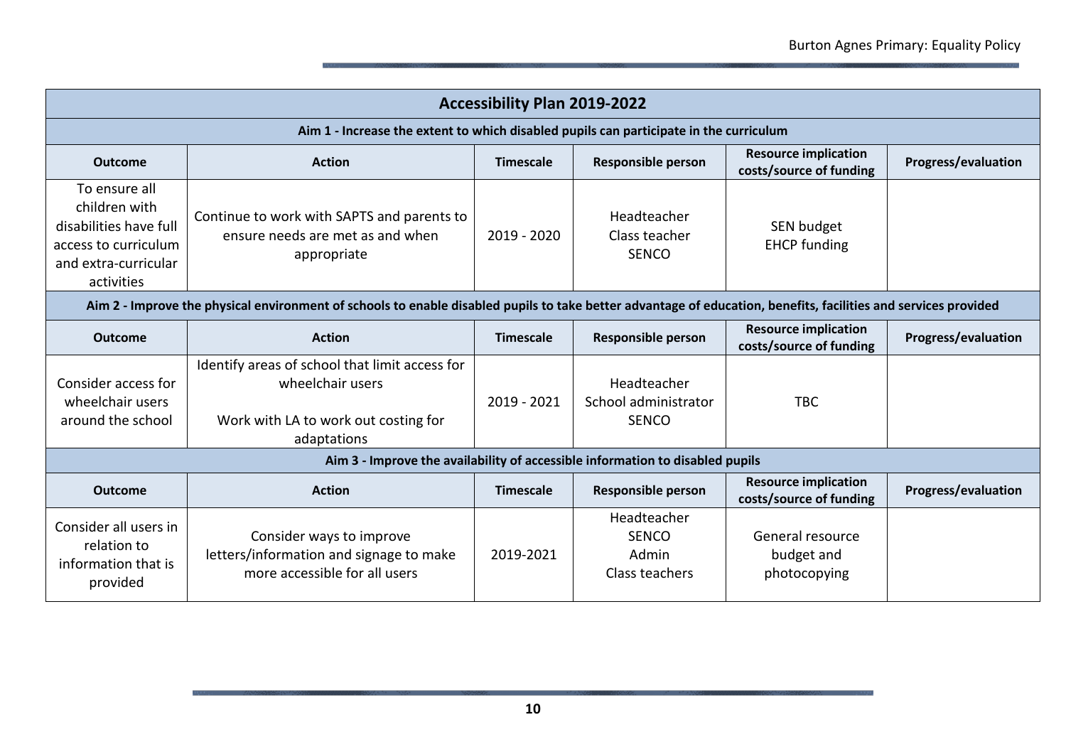| Accessibility Plan 2019-2022 | | | | | |
|---|---|---|---|---|---|
| **Aim 1 - Increase the extent to which disabled pupils can participate in the curriculum** | | | | | |
| **Outcome** | **Action** | **Timescale** | **Responsible person** | **Resource implication costs/source of funding** | **Progress/evaluation** |
| To ensure all children with disabilities have full access to curriculum and extra-curricular activities | Continue to work with SAPTS and parents to ensure needs are met as and when appropriate | 2019 - 2020 | Headteacher<br>Class teacher<br>SENCO | SEN budget<br>EHCP funding | |
| **Aim 2 - Improve the physical environment of schools to enable disabled pupils to take better advantage of education, benefits, facilities and services provided** | | | | | |
| **Outcome** | **Action** | **Timescale** | **Responsible person** | **Resource implication costs/source of funding** | **Progress/evaluation** |
| Consider access for wheelchair users around the school | Identify areas of school that limit access for wheelchair users<br><br>Work with LA to work out costing for adaptations | 2019 - 2021 | Headteacher<br>School administrator<br>SENCO | TBC | |
| **Aim 3 - Improve the availability of accessible information to disabled pupils** | | | | | |
| **Outcome** | **Action** | **Timescale** | **Responsible person** | **Resource implication costs/source of funding** | **Progress/evaluation** |
| Consider all users in relation to information that is provided | Consider ways to improve letters/information and signage to make more accessible for all users | 2019-2021 | Headteacher<br>SENCO<br>Admin<br>Class teachers | General resource budget and photocopying | |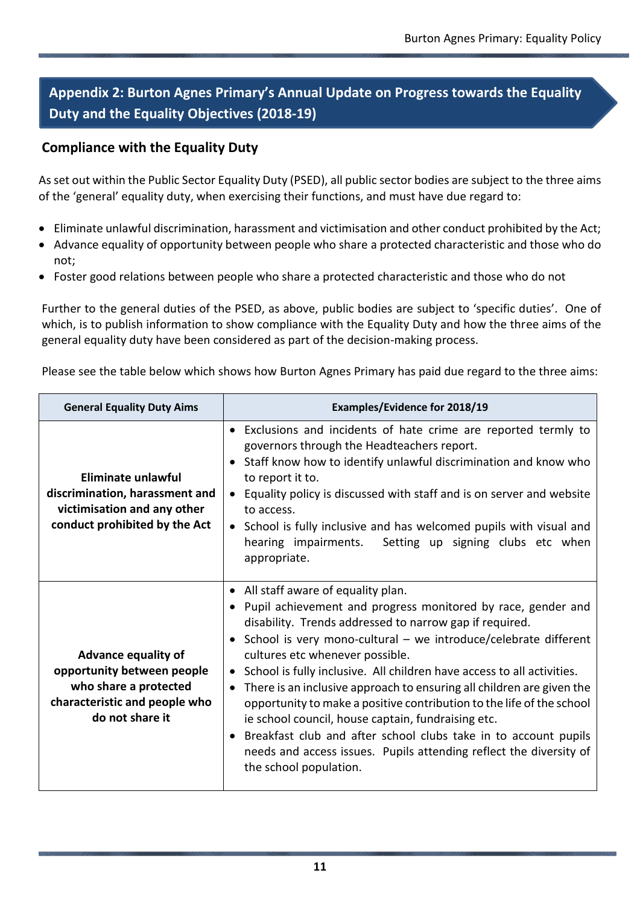## Appendix 2: Burton Agnes Primary's Annual Update on Progress towards the Equality Duty and the Equality Objectives (2018-19)

### Compliance with the Equality Duty

As set out within the Public Sector Equality Duty (PSED), all public sector bodies are subject to the three aims of the 'general' equality duty, when exercising their functions, and must have due regard to:

- Eliminate unlawful discrimination, harassment and victimisation and other conduct prohibited by the Act;
- Advance equality of opportunity between people who share a protected characteristic and those who do not;
- Foster good relations between people who share a protected characteristic and those who do not

Further to the general duties of the PSED, as above, public bodies are subject to 'specific duties'. One of which, is to publish information to show compliance with the Equality Duty and how the three aims of the general equality duty have been considered as part of the decision-making process.

Please see the table below which shows how Burton Agnes Primary has paid due regard to the three aims:

| General Equality Duty Aims | Examples/Evidence for 2018/19 |
|---|---|
| **Eliminate unlawful discrimination, harassment and victimisation and any other conduct prohibited by the Act** | • Exclusions and incidents of hate crime are reported termly to governors through the Headteachers report.<br>• Staff know how to identify unlawful discrimination and know who to report it to.<br>• Equality policy is discussed with staff and is on server and website to access.<br>• School is fully inclusive and has welcomed pupils with visual and hearing impairments. Setting up signing clubs etc when appropriate. |
| **Advance equality of opportunity between people who share a protected characteristic and people who do not share it** | • All staff aware of equality plan.<br>• Pupil achievement and progress monitored by race, gender and disability. Trends addressed to narrow gap if required.<br>• School is very mono-cultural – we introduce/celebrate different cultures etc whenever possible.<br>• School is fully inclusive. All children have access to all activities.<br>• There is an inclusive approach to ensuring all children are given the opportunity to make a positive contribution to the life of the school ie school council, house captain, fundraising etc.<br>• Breakfast club and after school clubs take in to account pupils needs and access issues. Pupils attending reflect the diversity of the school population. |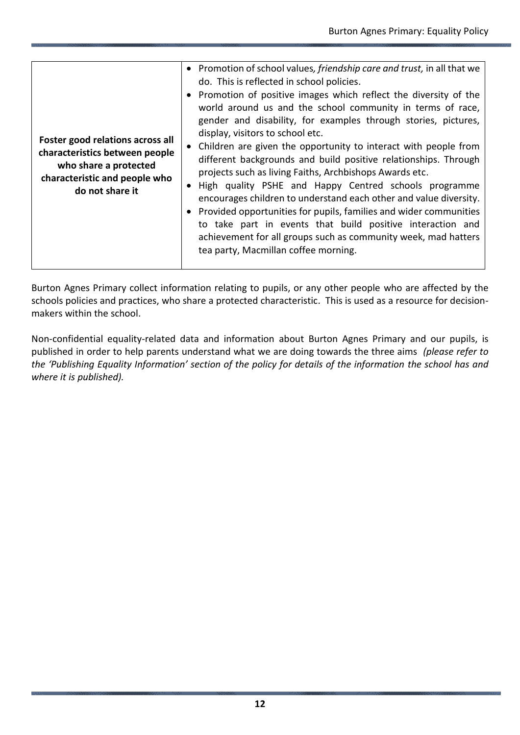| | |
|---|---|
| **Foster good relations across all characteristics between people who share a protected characteristic and people who do not share it** | • Promotion of school values*, friendship care and trust,* in all that we do. This is reflected in school policies.<br>• Promotion of positive images which reflect the diversity of the world around us and the school community in terms of race, gender and disability, for examples through stories, pictures, display, visitors to school etc.<br>• Children are given the opportunity to interact with people from different backgrounds and build positive relationships. Through projects such as living Faiths, Archbishops Awards etc.<br>• High quality PSHE and Happy Centred schools programme encourages children to understand each other and value diversity.<br>• Provided opportunities for pupils, families and wider communities to take part in events that build positive interaction and achievement for all groups such as community week, mad hatters tea party, Macmillan coffee morning. |

Burton Agnes Primary collect information relating to pupils, or any other people who are affected by the schools policies and practices, who share a protected characteristic. This is used as a resource for decision-makers within the school.

Non-confidential equality-related data and information about Burton Agnes Primary and our pupils, is published in order to help parents understand what we are doing towards the three aims *(please refer to the 'Publishing Equality Information' section of the policy for details of the information the school has and where it is published).*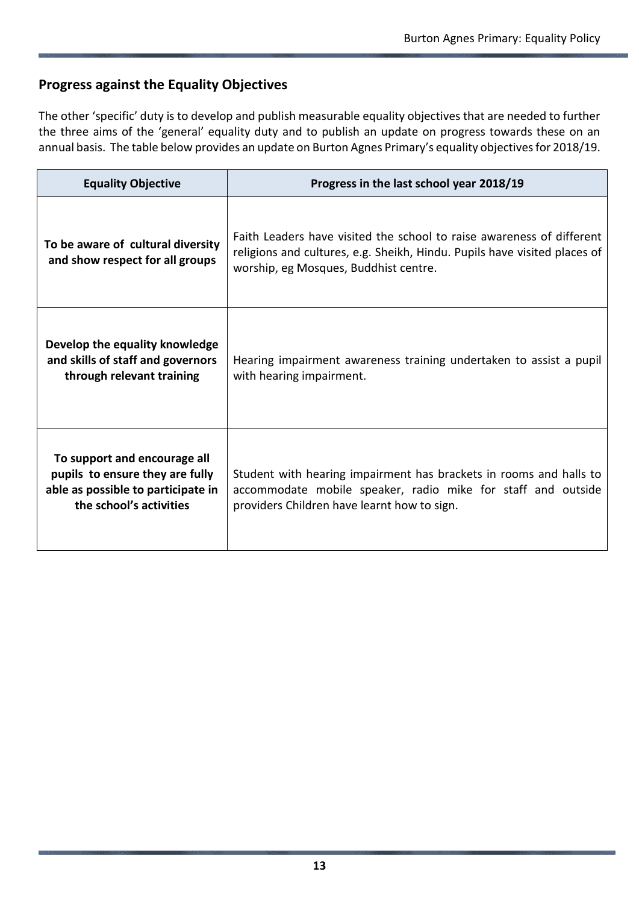## Progress against the Equality Objectives

The other 'specific' duty is to develop and publish measurable equality objectives that are needed to further the three aims of the 'general' equality duty and to publish an update on progress towards these on an annual basis. The table below provides an update on Burton Agnes Primary's equality objectives for 2018/19.

| Equality Objective | Progress in the last school year 2018/19 |
|---|---|
| **To be aware of cultural diversity and show respect for all groups** | Faith Leaders have visited the school to raise awareness of different religions and cultures, e.g. Sheikh, Hindu. Pupils have visited places of worship, eg Mosques, Buddhist centre. |
| **Develop the equality knowledge and skills of staff and governors through relevant training** | Hearing impairment awareness training undertaken to assist a pupil with hearing impairment. |
| **To support and encourage all pupils to ensure they are fully able as possible to participate in the school's activities** | Student with hearing impairment has brackets in rooms and halls to accommodate mobile speaker, radio mike for staff and outside providers Children have learnt how to sign. |